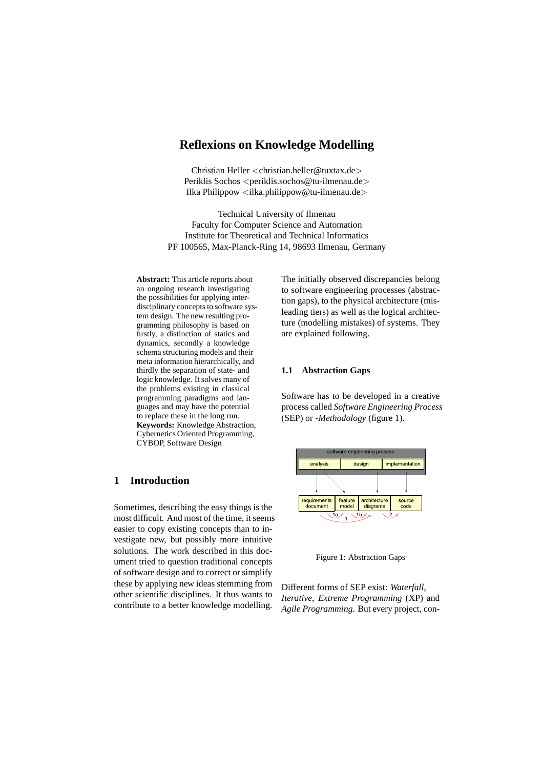# Reflexions on Knowledge Modelling

Christian Heller <christian.heller@tuxtax.de>
Periklis Sochos <periklis.sochos@tu-ilmenau.de>
Ilka Philippow <ilka.philippow@tu-ilmenau.de>

Technical University of Ilmenau
Faculty for Computer Science and Automation
Institute for Theoretical and Technical Informatics
PF 100565, Max-Planck-Ring 14, 98693 Ilmenau, Germany

**Abstract:** This article reports about an ongoing research investigating the possibilities for applying interdisciplinary concepts to software system design. The new resulting programming philosophy is based on firstly, a distinction of statics and dynamics, secondly a knowledge schema structuring models and their meta information hierarchically, and thirdly the separation of state- and logic knowledge. It solves many of the problems existing in classical programming paradigms and languages and may have the potential to replace these in the long run.
**Keywords:** Knowledge Abstraction, Cybernetics Oriented Programming, CYBOP, Software Design

## 1 Introduction

Sometimes, describing the easy things is the most difficult. And most of the time, it seems easier to copy existing concepts than to investigate new, but possibly more intuitive solutions. The work described in this document tried to question traditional concepts of software design and to correct or simplify these by applying new ideas stemming from other scientific disciplines. It thus wants to contribute to a better knowledge modelling.

The initially observed discrepancies belong to software engineering processes (abstraction gaps), to the physical architecture (misleading tiers) as well as the logical architecture (modelling mistakes) of systems. They are explained following.

### 1.1 Abstraction Gaps

Software has to be developed in a creative process called *Software Engineering Process* (SEP) or *-Methodology* (figure 1).

Figure 1: Abstraction Gaps

Different forms of SEP exist: *Waterfall*, *Iterative*, *Extreme Programming* (XP) and *Agile Programming*. But every project, con-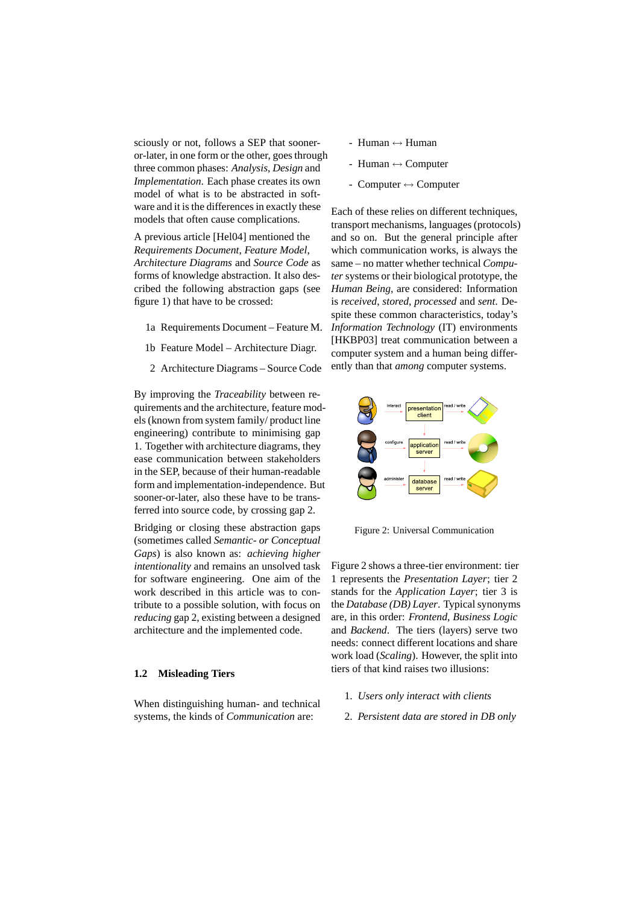sciously or not, follows a SEP that sooner-or-later, in one form or the other, goes through three common phases: *Analysis*, *Design* and *Implementation*. Each phase creates its own model of what is to be abstracted in software and it is the differences in exactly these models that often cause complications.

A previous article [Hel04] mentioned the *Requirements Document*, *Feature Model*, *Architecture Diagrams* and *Source Code* as forms of knowledge abstraction. It also described the following abstraction gaps (see figure 1) that have to be crossed:

1a Requirements Document – Feature M.

1b Feature Model – Architecture Diagr.

2 Architecture Diagrams – Source Code

By improving the *Traceability* between requirements and the architecture, feature models (known from system family/ product line engineering) contribute to minimising gap 1. Together with architecture diagrams, they ease communication between stakeholders in the SEP, because of their human-readable form and implementation-independence. But sooner-or-later, also these have to be transferred into source code, by crossing gap 2.

Bridging or closing these abstraction gaps (sometimes called *Semantic- or Conceptual Gaps*) is also known as: *achieving higher intentionality* and remains an unsolved task for software engineering. One aim of the work described in this article was to contribute to a possible solution, with focus on *reducing* gap 2, existing between a designed architecture and the implemented code.

### 1.2 Misleading Tiers

When distinguishing human- and technical systems, the kinds of *Communication* are:

- Human ↔ Human
- Human ↔ Computer
- Computer ↔ Computer

Each of these relies on different techniques, transport mechanisms, languages (protocols) and so on. But the general principle after which communication works, is always the same – no matter whether technical *Computer* systems or their biological prototype, the *Human Being*, are considered: Information is *received*, *stored*, *processed* and *sent*. Despite these common characteristics, today's *Information Technology* (IT) environments [HKBP03] treat communication between a computer system and a human being differently than that *among* computer systems.

Figure 2: Universal Communication

Figure 2 shows a three-tier environment: tier 1 represents the *Presentation Layer*; tier 2 stands for the *Application Layer*; tier 3 is the *Database (DB) Layer*. Typical synonyms are, in this order: *Frontend*, *Business Logic* and *Backend*. The tiers (layers) serve two needs: connect different locations and share work load (*Scaling*). However, the split into tiers of that kind raises two illusions:

1. *Users only interact with clients*
2. *Persistent data are stored in DB only*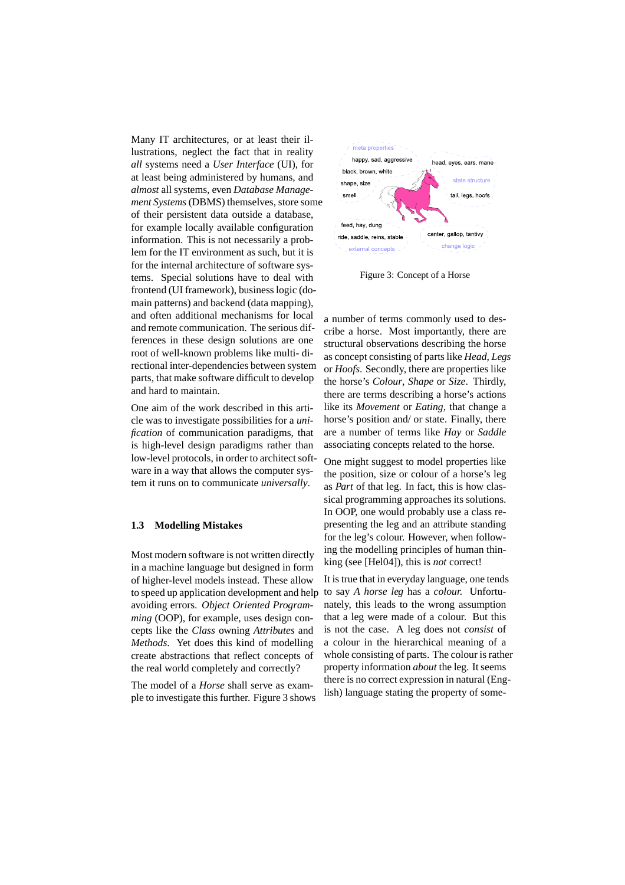Many IT architectures, or at least their illustrations, neglect the fact that in reality *all* systems need a *User Interface* (UI), for at least being administered by humans, and *almost* all systems, even *Database Management Systems* (DBMS) themselves, store some of their persistent data outside a database, for example locally available configuration information. This is not necessarily a problem for the IT environment as such, but it is for the internal architecture of software systems. Special solutions have to deal with frontend (UI framework), business logic (domain patterns) and backend (data mapping), and often additional mechanisms for local and remote communication. The serious differences in these design solutions are one root of well-known problems like multi- directional inter-dependencies between system parts, that make software difficult to develop and hard to maintain.

One aim of the work described in this article was to investigate possibilities for a *unification* of communication paradigms, that is high-level design paradigms rather than low-level protocols, in order to architect software in a way that allows the computer system it runs on to communicate *universally*.

### 1.3 Modelling Mistakes

Most modern software is not written directly in a machine language but designed in form of higher-level models instead. These allow to speed up application development and help avoiding errors. *Object Oriented Programming* (OOP), for example, uses design concepts like the *Class* owning *Attributes* and *Methods*. Yet does this kind of modelling create abstractions that reflect concepts of the real world completely and correctly?

The model of a *Horse* shall serve as example to investigate this further. Figure 3 shows a number of terms commonly used to describe a horse. Most importantly, there are structural observations describing the horse as concept consisting of parts like *Head, Legs* or *Hoofs*. Secondly, there are properties like the horse's *Colour*, *Shape* or *Size*. Thirdly, there are terms describing a horse's actions like its *Movement* or *Eating*, that change a horse's position and/ or state. Finally, there are a number of terms like *Hay* or *Saddle* associating concepts related to the horse.

meta properties
happy, sad, aggressive
black, brown, white
shape, size
smell
head, eyes, ears, mane
state structure
tail, legs, hoofs
feed, hay, dung
ride, saddle, reins, stable
external concepts
canter, gallop, tantivy
change logic

Figure 3: Concept of a Horse

One might suggest to model properties like the position, size or colour of a horse's leg as *Part* of that leg. In fact, this is how classical programming approaches its solutions. In OOP, one would probably use a class representing the leg and an attribute standing for the leg's colour. However, when following the modelling principles of human thinking (see [Hel04]), this is *not* correct!

It is true that in everyday language, one tends to say *A horse leg* has a *colour*. Unfortunately, this leads to the wrong assumption that a leg were made of a colour. But this is not the case. A leg does not *consist* of a colour in the hierarchical meaning of a whole consisting of parts. The colour is rather property information *about* the leg. It seems there is no correct expression in natural (English) language stating the property of some-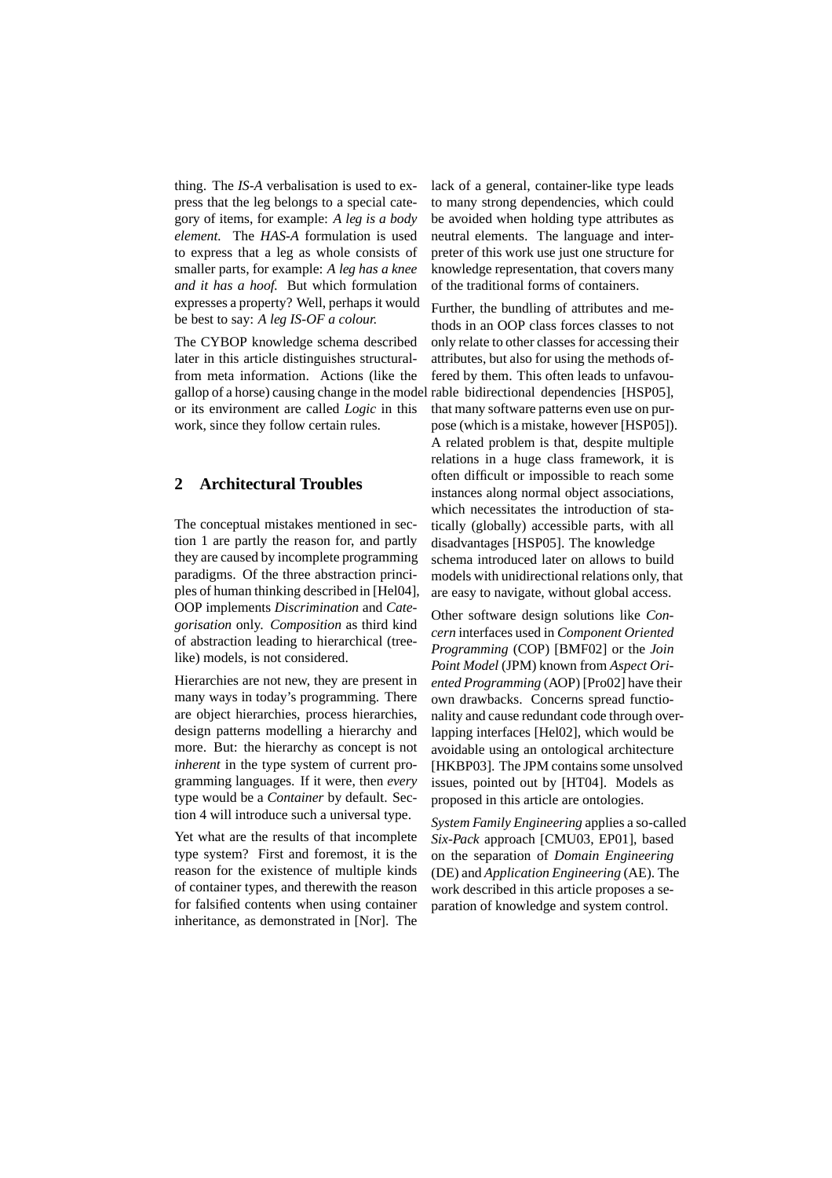thing. The *IS-A* verbalisation is used to express that the leg belongs to a special category of items, for example: *A leg is a body element.* The *HAS-A* formulation is used to express that a leg as whole consists of smaller parts, for example: *A leg has a knee and it has a hoof.* But which formulation expresses a property? Well, perhaps it would be best to say: *A leg IS-OF a colour.*

The CYBOP knowledge schema described later in this article distinguishes structural- from meta information. Actions (like the gallop of a horse) causing change in the model or its environment are called *Logic* in this work, since they follow certain rules.

## 2 Architectural Troubles

The conceptual mistakes mentioned in section 1 are partly the reason for, and partly they are caused by incomplete programming paradigms. Of the three abstraction principles of human thinking described in [Hel04], OOP implements *Discrimination* and *Categorisation* only. *Composition* as third kind of abstraction leading to hierarchical (tree-like) models, is not considered.

Hierarchies are not new, they are present in many ways in today's programming. There are object hierarchies, process hierarchies, design patterns modelling a hierarchy and more. But: the hierarchy as concept is not *inherent* in the type system of current programming languages. If it were, then *every* type would be a *Container* by default. Section 4 will introduce such a universal type.

Yet what are the results of that incomplete type system? First and foremost, it is the reason for the existence of multiple kinds of container types, and therewith the reason for falsified contents when using container inheritance, as demonstrated in [Nor]. The lack of a general, container-like type leads to many strong dependencies, which could be avoided when holding type attributes as neutral elements. The language and interpreter of this work use just one structure for knowledge representation, that covers many of the traditional forms of containers.

Further, the bundling of attributes and methods in an OOP class forces classes to not only relate to other classes for accessing their attributes, but also for using the methods offered by them. This often leads to unfavourable bidirectional dependencies [HSP05], that many software patterns even use on purpose (which is a mistake, however [HSP05]). A related problem is that, despite multiple relations in a huge class framework, it is often difficult or impossible to reach some instances along normal object associations, which necessitates the introduction of statically (globally) accessible parts, with all disadvantages [HSP05]. The knowledge schema introduced later on allows to build models with unidirectional relations only, that are easy to navigate, without global access.

Other software design solutions like *Concern* interfaces used in *Component Oriented Programming* (COP) [BMF02] or the *Join Point Model* (JPM) known from *Aspect Oriented Programming* (AOP) [Pro02] have their own drawbacks. Concerns spread functionality and cause redundant code through overlapping interfaces [Hel02], which would be avoidable using an ontological architecture [HKBP03]. The JPM contains some unsolved issues, pointed out by [HT04]. Models as proposed in this article are ontologies.

*System Family Engineering* applies a so-called *Six-Pack* approach [CMU03, EP01], based on the separation of *Domain Engineering* (DE) and *Application Engineering* (AE). The work described in this article proposes a separation of knowledge and system control.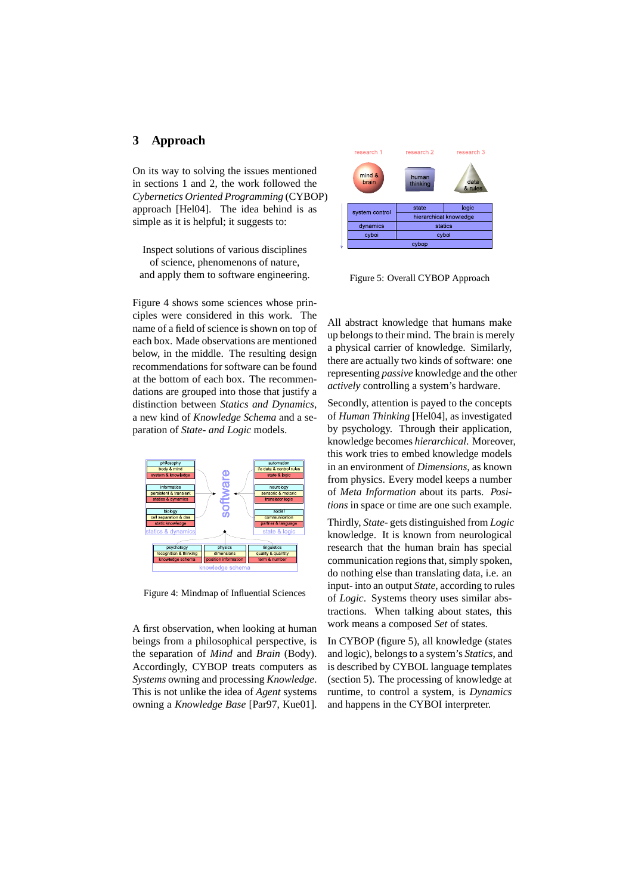## 3 Approach

On its way to solving the issues mentioned in sections 1 and 2, the work followed the *Cybernetics Oriented Programming* (CYBOP) approach [Hel04]. The idea behind is as simple as it is helpful; it suggests to:

> Inspect solutions of various disciplines of science, phenomenons of nature, and apply them to software engineering.

Figure 4 shows some sciences whose principles were considered in this work. The name of a field of science is shown on top of each box. Made observations are mentioned below, in the middle. The resulting design recommendations for software can be found at the bottom of each box. The recommendations are grouped into those that justify a distinction between *Statics and Dynamics*, a new kind of *Knowledge Schema* and a separation of *State- and Logic* models.

Figure 4: Mindmap of Influential Sciences

A first observation, when looking at human beings from a philosophical perspective, is the separation of *Mind* and *Brain* (Body). Accordingly, CYBOP treats computers as *Systems* owning and processing *Knowledge*. This is not unlike the idea of *Agent* systems owning a *Knowledge Base* [Par97, Kue01].

Figure 5: Overall CYBOP Approach

All abstract knowledge that humans make up belongs to their mind. The brain is merely a physical carrier of knowledge. Similarly, there are actually two kinds of software: one representing *passive* knowledge and the other *actively* controlling a system's hardware.

Secondly, attention is payed to the concepts of *Human Thinking* [Hel04], as investigated by psychology. Through their application, knowledge becomes *hierarchical*. Moreover, this work tries to embed knowledge models in an environment of *Dimensions*, as known from physics. Every model keeps a number of *Meta Information* about its parts. *Positions* in space or time are one such example.

Thirdly, *State*- gets distinguished from *Logic* knowledge. It is known from neurological research that the human brain has special communication regions that, simply spoken, do nothing else than translating data, i.e. an input- into an output *State*, according to rules of *Logic*. Systems theory uses similar abstractions. When talking about states, this work means a composed *Set* of states.

In CYBOP (figure 5), all knowledge (states and logic), belongs to a system's *Statics*, and is described by CYBOL language templates (section 5). The processing of knowledge at runtime, to control a system, is *Dynamics* and happens in the CYBOI interpreter.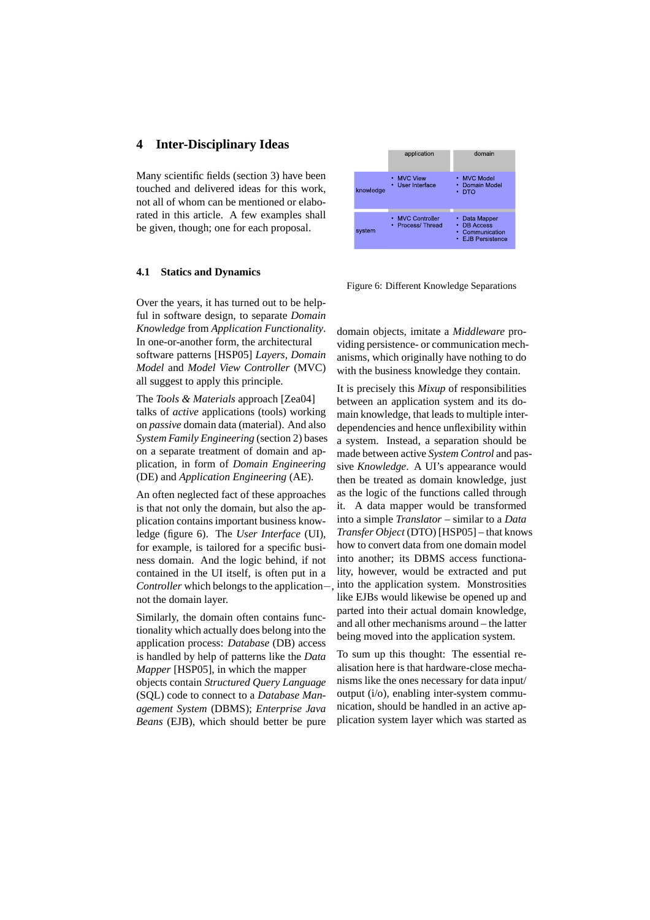## 4 Inter-Disciplinary Ideas

Many scientific fields (section 3) have been touched and delivered ideas for this work, not all of whom can be mentioned or elaborated in this article. A few examples shall be given, though; one for each proposal.

### 4.1 Statics and Dynamics

Over the years, it has turned out to be helpful in software design, to separate *Domain Knowledge* from *Application Functionality*. In one-or-another form, the architectural software patterns [HSP05] *Layers*, *Domain Model* and *Model View Controller* (MVC) all suggest to apply this principle.

The *Tools & Materials* approach [Zea04] talks of *active* applications (tools) working on *passive* domain data (material). And also *System Family Engineering* (section 2) bases on a separate treatment of domain and application, in form of *Domain Engineering* (DE) and *Application Engineering* (AE).

An often neglected fact of these approaches is that not only the domain, but also the application contains important business knowledge (figure 6). The *User Interface* (UI), for example, is tailored for a specific business domain. And the logic behind, if not contained in the UI itself, is often put in a *Controller* which belongs to the application –, not the domain layer.

Similarly, the domain often contains functionality which actually does belong into the application process: *Database* (DB) access is handled by help of patterns like the *Data Mapper* [HSP05], in which the mapper objects contain *Structured Query Language* (SQL) code to connect to a *Database Management System* (DBMS); *Enterprise Java Beans* (EJB), which should better be pure domain objects, imitate a *Middleware* providing persistence- or communication mechanisms, which originally have nothing to do with the business knowledge they contain.

|  | application | domain |
|---|---|---|
| knowledge | • MVC View<br>• User Interface | • MVC Model<br>• Domain Model<br>• DTO |
| system | • MVC Controller<br>• Process/ Thread | • Data Mapper<br>• DB Access<br>• Communication<br>• EJB Persistence |

Figure 6: Different Knowledge Separations

It is precisely this *Mixup* of responsibilities between an application system and its domain knowledge, that leads to multiple interdependencies and hence unflexibility within a system. Instead, a separation should be made between active *System Control* and passive *Knowledge*. A UI's appearance would then be treated as domain knowledge, just as the logic of the functions called through it. A data mapper would be transformed into a simple *Translator* – similar to a *Data Transfer Object* (DTO) [HSP05] – that knows how to convert data from one domain model into another; its DBMS access functionality, however, would be extracted and put into the application system. Monstrosities like EJBs would likewise be opened up and parted into their actual domain knowledge, and all other mechanisms around – the latter being moved into the application system.

To sum up this thought: The essential realisation here is that hardware-close mechanisms like the ones necessary for data input/output (i/o), enabling inter-system communication, should be handled in an active application system layer which was started as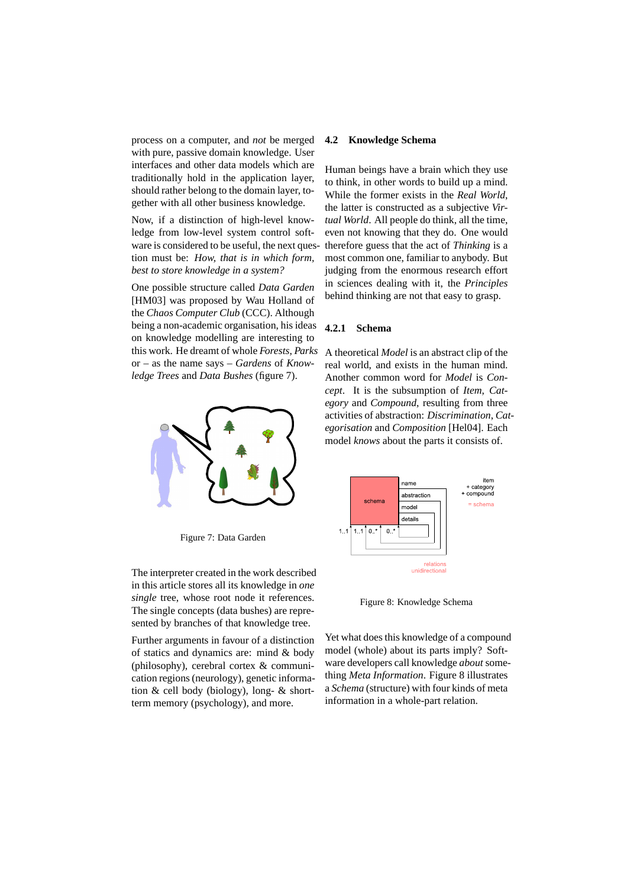process on a computer, and *not* be merged with pure, passive domain knowledge. User interfaces and other data models which are traditionally hold in the application layer, should rather belong to the domain layer, together with all other business knowledge.

Now, if a distinction of high-level knowledge from low-level system control software is considered to be useful, the next question must be: *How, that is in which form, best to store knowledge in a system?*

One possible structure called *Data Garden* [HM03] was proposed by Wau Holland of the *Chaos Computer Club* (CCC). Although being a non-academic organisation, his ideas on knowledge modelling are interesting to this work. He dreamt of whole *Forests*, *Parks* or – as the name says – *Gardens* of *Knowledge Trees* and *Data Bushes* (figure 7).

Figure 7: Data Garden

The interpreter created in the work described in this article stores all its knowledge in *one single* tree, whose root node it references. The single concepts (data bushes) are represented by branches of that knowledge tree.

Further arguments in favour of a distinction of statics and dynamics are: mind & body (philosophy), cerebral cortex & communication regions (neurology), genetic information & cell body (biology), long- & short-term memory (psychology), and more.

## 4.2 Knowledge Schema

Human beings have a brain which they use to think, in other words to build up a mind. While the former exists in the *Real World*, the latter is constructed as a subjective *Virtual World*. All people do think, all the time, even not knowing that they do. One would therefore guess that the act of *Thinking* is a most common one, familiar to anybody. But judging from the enormous research effort in sciences dealing with it, the *Principles* behind thinking are not that easy to grasp.

### 4.2.1 Schema

A theoretical *Model* is an abstract clip of the real world, and exists in the human mind. Another common word for *Model* is *Concept*. It is the subsumption of *Item*, *Category* and *Compound*, resulting from three activities of abstraction: *Discrimination*, *Categorisation* and *Composition* [Hel04]. Each model *knows* about the parts it consists of.

Figure 8: Knowledge Schema

Yet what does this knowledge of a compound model (whole) about its parts imply? Software developers call knowledge *about* something *Meta Information*. Figure 8 illustrates a *Schema* (structure) with four kinds of meta information in a whole-part relation.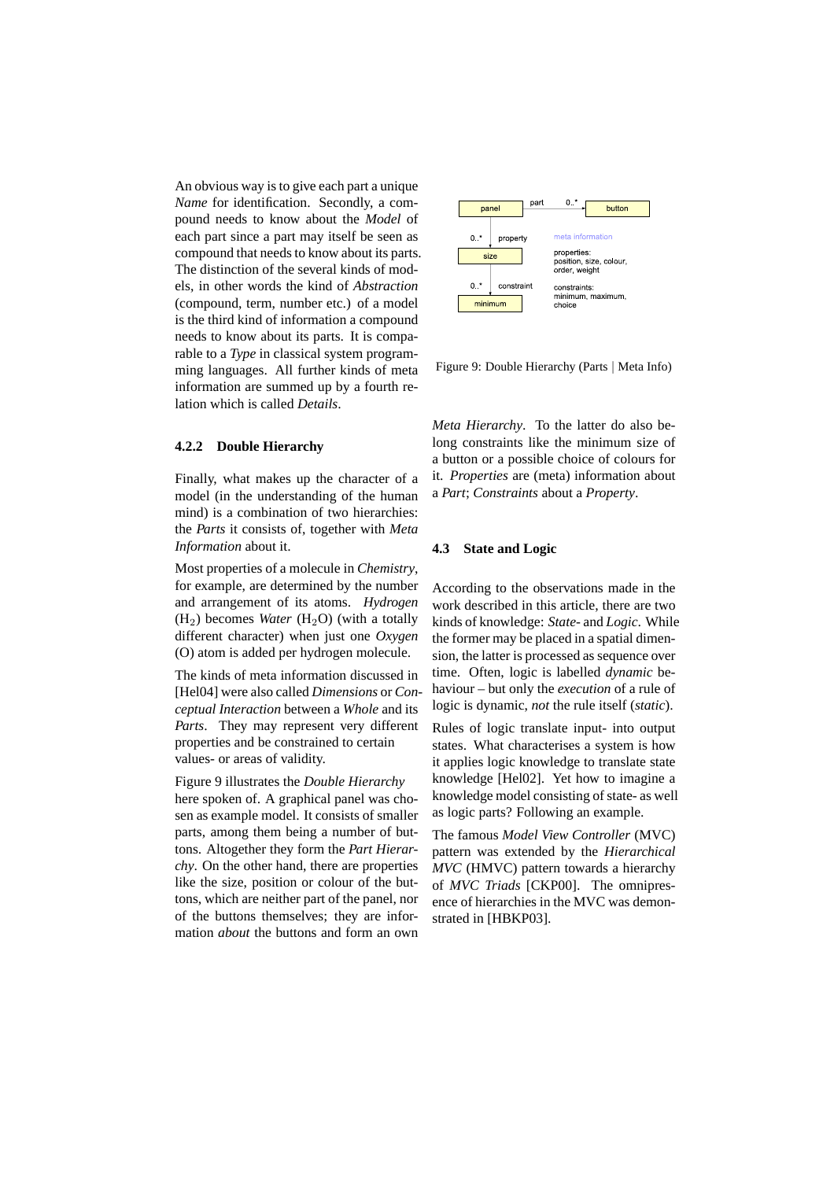An obvious way is to give each part a unique *Name* for identification. Secondly, a compound needs to know about the *Model* of each part since a part may itself be seen as compound that needs to know about its parts. The distinction of the several kinds of models, in other words the kind of *Abstraction* (compound, term, number etc.) of a model is the third kind of information a compound needs to know about its parts. It is comparable to a *Type* in classical system programming languages. All further kinds of meta information are summed up by a fourth relation which is called *Details*.

### 4.2.2 Double Hierarchy

Finally, what makes up the character of a model (in the understanding of the human mind) is a combination of two hierarchies: the *Parts* it consists of, together with *Meta Information* about it.

Most properties of a molecule in *Chemistry*, for example, are determined by the number and arrangement of its atoms. *Hydrogen* ($H_2$) becomes *Water* ($H_2O$) (with a totally different character) when just one *Oxygen* (O) atom is added per hydrogen molecule.

The kinds of meta information discussed in [Hel04] were also called *Dimensions* or *Conceptual Interaction* between a *Whole* and its *Parts*. They may represent very different properties and be constrained to certain values- or areas of validity.

Figure 9 illustrates the *Double Hierarchy* here spoken of. A graphical panel was chosen as example model. It consists of smaller parts, among them being a number of buttons. Altogether they form the *Part Hierarchy*. On the other hand, there are properties like the size, position or colour of the buttons, which are neither part of the panel, nor of the buttons themselves; they are information *about* the buttons and form an own *Meta Hierarchy*. To the latter do also belong constraints like the minimum size of a button or a possible choice of colours for it. *Properties* are (meta) information about a *Part*; *Constraints* about a *Property*.

Figure 9: Double Hierarchy (Parts | Meta Info)

## 4.3 State and Logic

According to the observations made in the work described in this article, there are two kinds of knowledge: *State*- and *Logic*. While the former may be placed in a spatial dimension, the latter is processed as sequence over time. Often, logic is labelled *dynamic* behaviour – but only the *execution* of a rule of logic is dynamic, *not* the rule itself (*static*).

Rules of logic translate input- into output states. What characterises a system is how it applies logic knowledge to translate state knowledge [Hel02]. Yet how to imagine a knowledge model consisting of state- as well as logic parts? Following an example.

The famous *Model View Controller* (MVC) pattern was extended by the *Hierarchical MVC* (HMVC) pattern towards a hierarchy of *MVC Triads* [CKP00]. The omnipresence of hierarchies in the MVC was demonstrated in [HBKP03].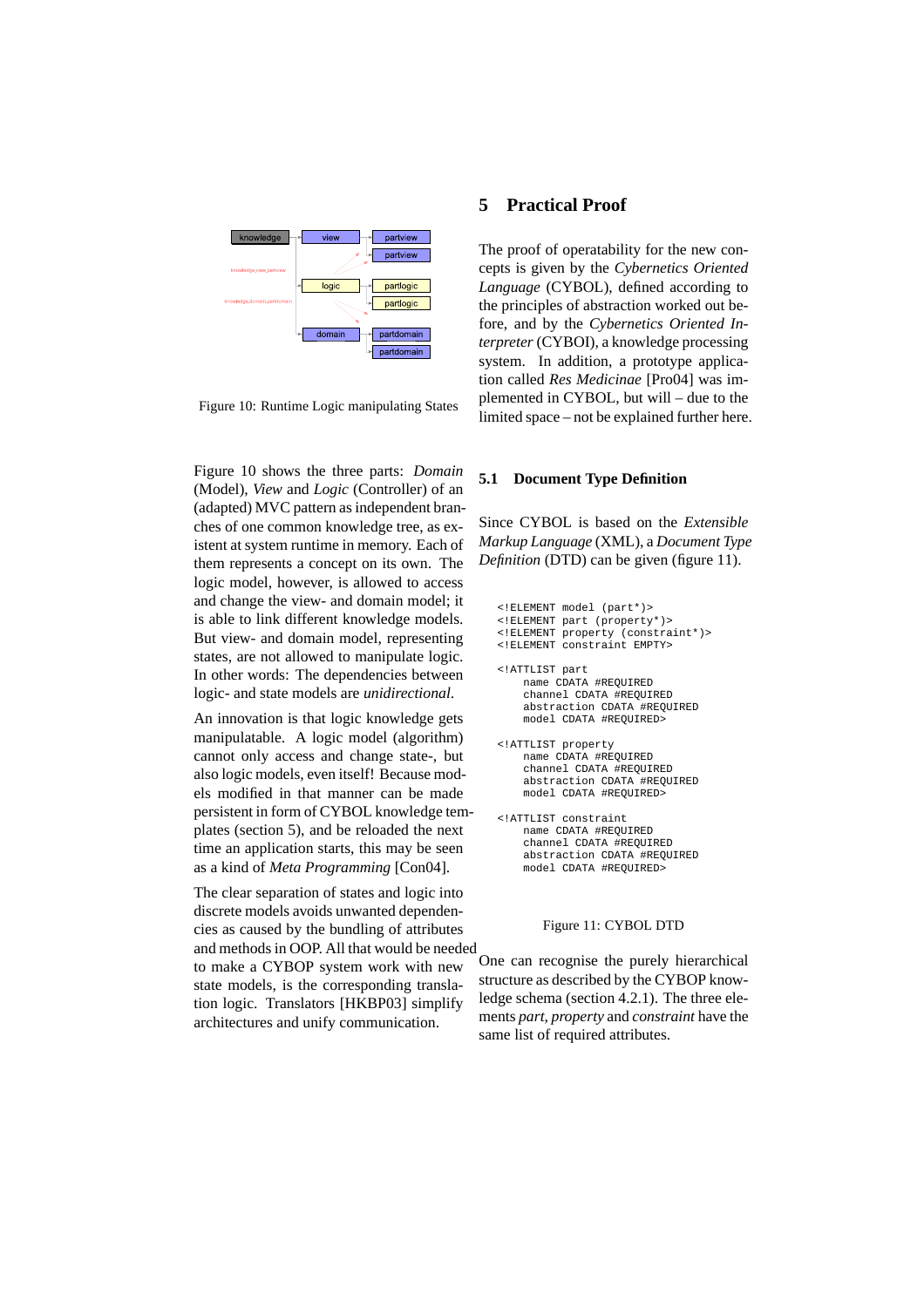Figure 10: Runtime Logic manipulating States

Figure 10 shows the three parts: *Domain* (Model), *View* and *Logic* (Controller) of an (adapted) MVC pattern as independent branches of one common knowledge tree, as existent at system runtime in memory. Each of them represents a concept on its own. The logic model, however, is allowed to access and change the view- and domain model; it is able to link different knowledge models. But view- and domain model, representing states, are not allowed to manipulate logic. In other words: The dependencies between logic- and state models are *unidirectional*.

An innovation is that logic knowledge gets manipulatable. A logic model (algorithm) cannot only access and change state-, but also logic models, even itself! Because models modified in that manner can be made persistent in form of CYBOL knowledge templates (section 5), and be reloaded the next time an application starts, this may be seen as a kind of *Meta Programming* [Con04].

The clear separation of states and logic into discrete models avoids unwanted dependencies as caused by the bundling of attributes and methods in OOP. All that would be needed to make a CYBOP system work with new state models, is the corresponding translation logic. Translators [HKBP03] simplify architectures and unify communication.

## 5 Practical Proof

The proof of operatability for the new concepts is given by the *Cybernetics Oriented Language* (CYBOL), defined according to the principles of abstraction worked out before, and by the *Cybernetics Oriented Interpreter* (CYBOI), a knowledge processing system. In addition, a prototype application called *Res Medicinae* [Pro04] was implemented in CYBOL, but will – due to the limited space – not be explained further here.

### 5.1 Document Type Definition

Since CYBOL is based on the *Extensible Markup Language* (XML), a *Document Type Definition* (DTD) can be given (figure 11).

```
<!ELEMENT model (part*)>
<!ELEMENT part (property*)>
<!ELEMENT property (constraint*)>
<!ELEMENT constraint EMPTY>

<!ATTLIST part
    name CDATA #REQUIRED
    channel CDATA #REQUIRED
    abstraction CDATA #REQUIRED
    model CDATA #REQUIRED>

<!ATTLIST property
    name CDATA #REQUIRED
    channel CDATA #REQUIRED
    abstraction CDATA #REQUIRED
    model CDATA #REQUIRED>

<!ATTLIST constraint
    name CDATA #REQUIRED
    channel CDATA #REQUIRED
    abstraction CDATA #REQUIRED
    model CDATA #REQUIRED>
```

Figure 11: CYBOL DTD

One can recognise the purely hierarchical structure as described by the CYBOP knowledge schema (section 4.2.1). The three elements *part*, *property* and *constraint* have the same list of required attributes.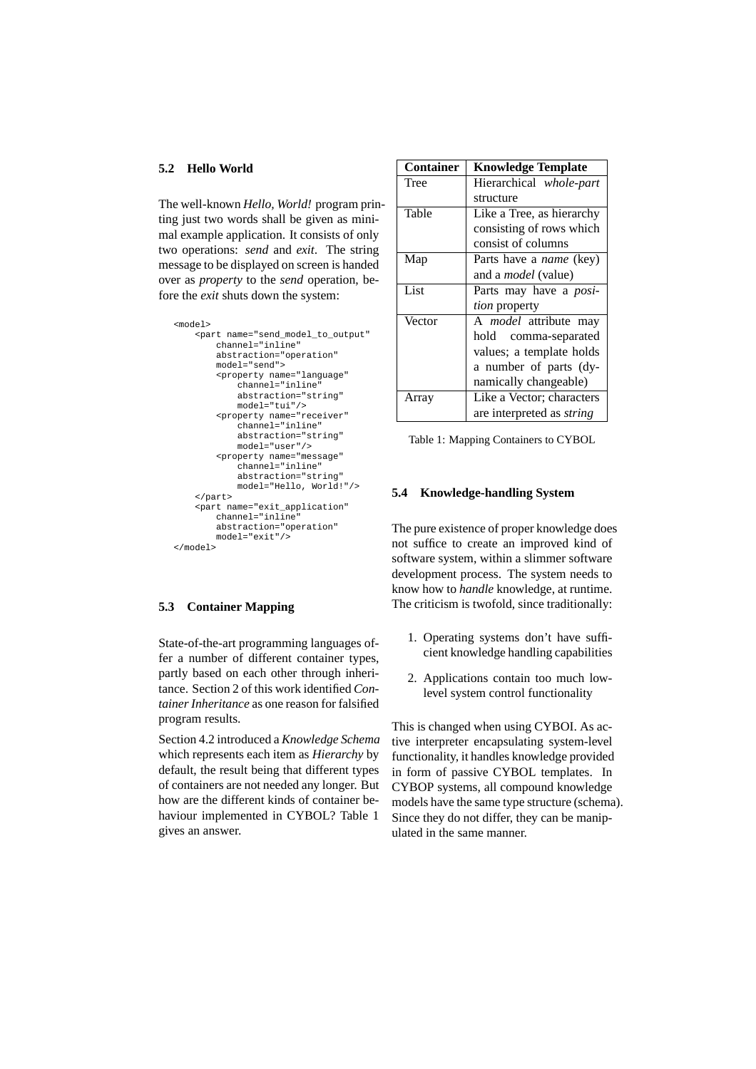### 5.2 Hello World

The well-known *Hello, World!* program printing just two words shall be given as minimal example application. It consists of only two operations: *send* and *exit*. The string message to be displayed on screen is handed over as *property* to the *send* operation, before the *exit* shuts down the system:

```
<model>
    <part name="send_model_to_output"
        channel="inline"
        abstraction="operation"
        model="send">
        <property name="language"
            channel="inline"
            abstraction="string"
            model="tui"/>
        <property name="receiver"
            channel="inline"
            abstraction="string"
            model="user"/>
        <property name="message"
            channel="inline"
            abstraction="string"
            model="Hello, World!"/>
    </part>
    <part name="exit_application"
        channel="inline"
        abstraction="operation"
        model="exit"/>
</model>
```

### 5.3 Container Mapping

State-of-the-art programming languages offer a number of different container types, partly based on each other through inheritance. Section 2 of this work identified *Container Inheritance* as one reason for falsified program results.

Section 4.2 introduced a *Knowledge Schema* which represents each item as *Hierarchy* by default, the result being that different types of containers are not needed any longer. But how are the different kinds of container behaviour implemented in CYBOL? Table 1 gives an answer.

| Container | Knowledge Template |
|---|---|
| Tree | Hierarchical *whole-part* structure |
| Table | Like a Tree, as hierarchy consisting of rows which consist of columns |
| Map | Parts have a *name* (key) and a *model* (value) |
| List | Parts may have a *position* property |
| Vector | A *model* attribute may hold comma-separated values; a template holds a number of parts (dynamically changeable) |
| Array | Like a Vector; characters are interpreted as *string* |

Table 1: Mapping Containers to CYBOL

### 5.4 Knowledge-handling System

The pure existence of proper knowledge does not suffice to create an improved kind of software system, within a slimmer software development process. The system needs to know how to *handle* knowledge, at runtime. The criticism is twofold, since traditionally:

1. Operating systems don't have sufficient knowledge handling capabilities
2. Applications contain too much low-level system control functionality

This is changed when using CYBOI. As active interpreter encapsulating system-level functionality, it handles knowledge provided in form of passive CYBOL templates. In CYBOP systems, all compound knowledge models have the same type structure (schema). Since they do not differ, they can be manipulated in the same manner.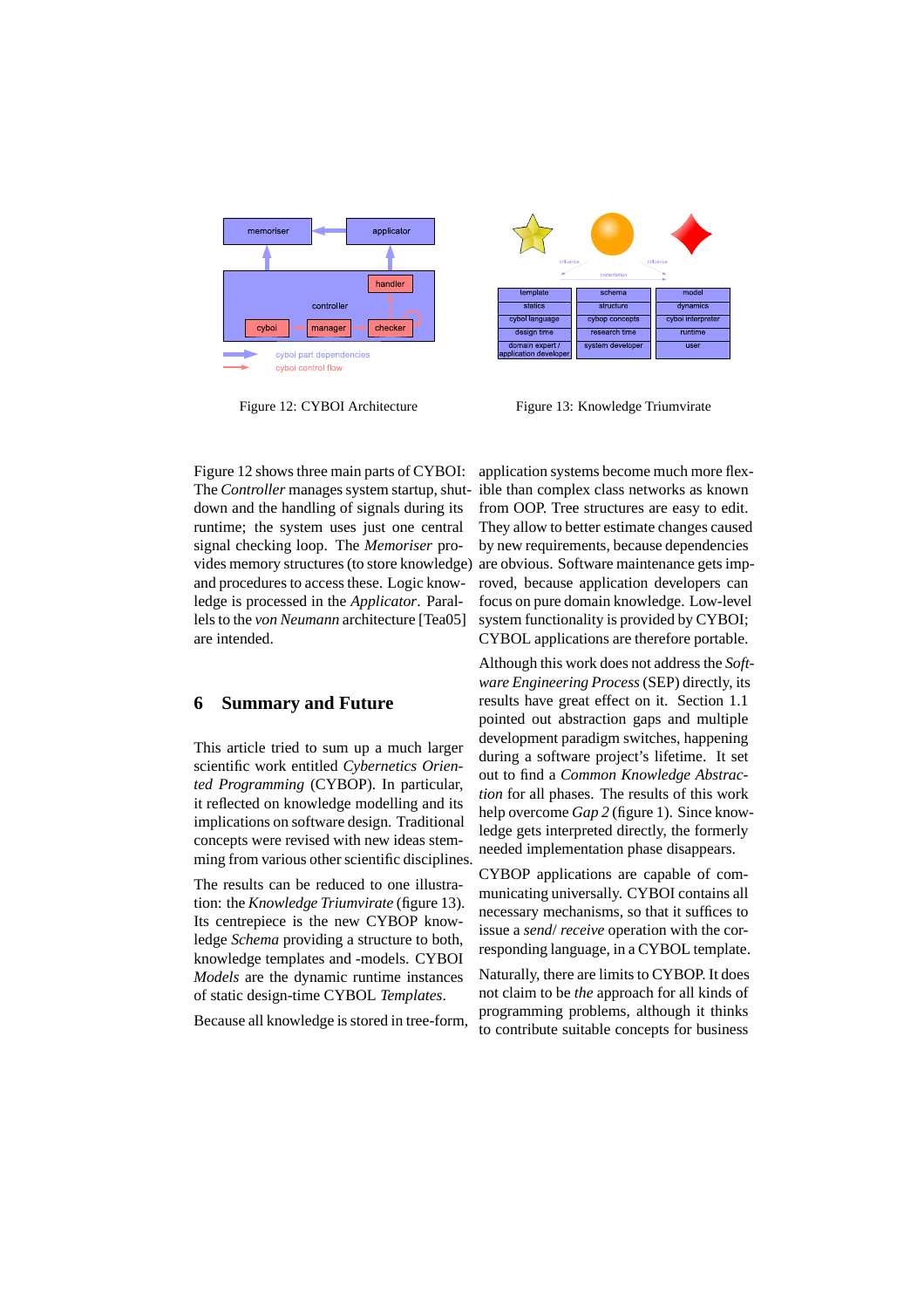Figure 12: CYBOI Architecture

Figure 13: Knowledge Triumvirate

Figure 12 shows three main parts of CYBOI: The *Controller* manages system startup, shutdown and the handling of signals during its runtime; the system uses just one central signal checking loop. The *Memoriser* provides memory structures (to store knowledge) and procedures to access these. Logic knowledge is processed in the *Applicator*. Parallels to the *von Neumann* architecture [Tea05] are intended.

## 6 Summary and Future

This article tried to sum up a much larger scientific work entitled *Cybernetics Oriented Programming* (CYBOP). In particular, it reflected on knowledge modelling and its implications on software design. Traditional concepts were revised with new ideas stemming from various other scientific disciplines.

The results can be reduced to one illustration: the *Knowledge Triumvirate* (figure 13). Its centrepiece is the new CYBOP knowledge *Schema* providing a structure to both, knowledge templates and -models. CYBOI *Models* are the dynamic runtime instances of static design-time CYBOL *Templates*.

Because all knowledge is stored in tree-form, application systems become much more flexible than complex class networks as known from OOP. Tree structures are easy to edit. They allow to better estimate changes caused by new requirements, because dependencies are obvious. Software maintenance gets improved, because application developers can focus on pure domain knowledge. Low-level system functionality is provided by CYBOI; CYBOL applications are therefore portable.

Although this work does not address the *Software Engineering Process* (SEP) directly, its results have great effect on it. Section 1.1 pointed out abstraction gaps and multiple development paradigm switches, happening during a software project's lifetime. It set out to find a *Common Knowledge Abstraction* for all phases. The results of this work help overcome *Gap 2* (figure 1). Since knowledge gets interpreted directly, the formerly needed implementation phase disappears.

CYBOP applications are capable of communicating universally. CYBOI contains all necessary mechanisms, so that it suffices to issue a *send*/ *receive* operation with the corresponding language, in a CYBOL template.

Naturally, there are limits to CYBOP. It does not claim to be *the* approach for all kinds of programming problems, although it thinks to contribute suitable concepts for business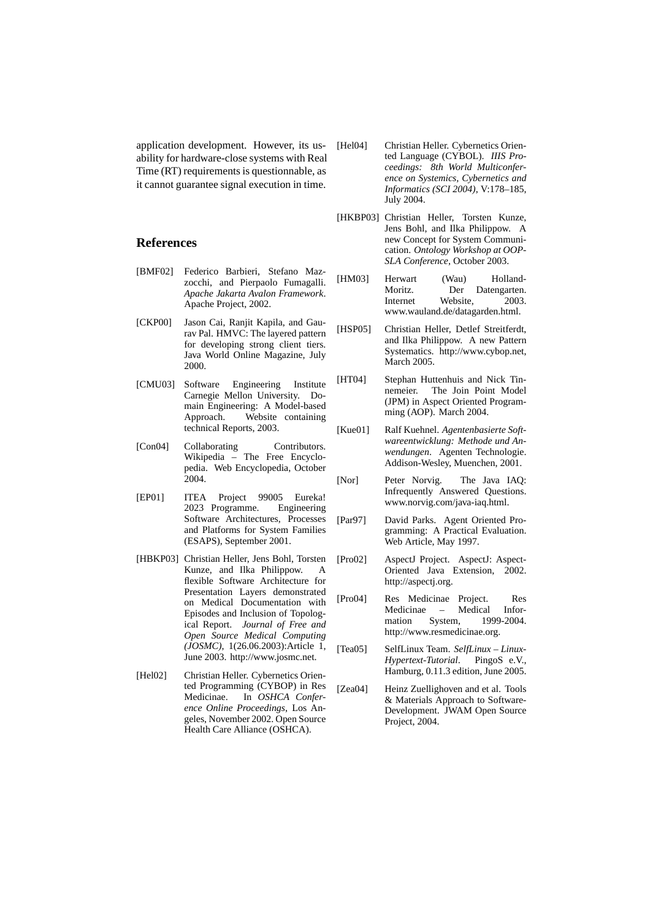application development. However, its usability for hardware-close systems with Real Time (RT) requirements is questionnable, as it cannot guarantee signal execution in time.

## References

[BMF02] Federico Barbieri, Stefano Mazzocchi, and Pierpaolo Fumagalli. *Apache Jakarta Avalon Framework*. Apache Project, 2002.

[CKP00] Jason Cai, Ranjit Kapila, and Gaurav Pal. HMVC: The layered pattern for developing strong client tiers. Java World Online Magazine, July 2000.

[CMU03] Software Engineering Institute Carnegie Mellon University. Domain Engineering: A Model-based Approach. Website containing technical Reports, 2003.

[Con04] Collaborating Contributors. Wikipedia – The Free Encyclopedia. Web Encyclopedia, October 2004.

[EP01] ITEA Project 99005 Eureka! 2023 Programme. Engineering Software Architectures, Processes and Platforms for System Families (ESAPS), September 2001.

[HBKP03] Christian Heller, Jens Bohl, Torsten Kunze, and Ilka Philippow. A flexible Software Architecture for Presentation Layers demonstrated on Medical Documentation with Episodes and Inclusion of Topological Report. *Journal of Free and Open Source Medical Computing (JOSMC)*, 1(26.06.2003):Article 1, June 2003. http://www.josmc.net.

[Hel02] Christian Heller. Cybernetics Oriented Programming (CYBOP) in Res Medicinae. In *OSHCA Conference Online Proceedings*, Los Angeles, November 2002. Open Source Health Care Alliance (OSHCA).

[Hel04] Christian Heller. Cybernetics Oriented Language (CYBOL). *IIIS Proceedings: 8th World Multiconference on Systemics, Cybernetics and Informatics (SCI 2004)*, V:178–185, July 2004.

[HKBP03] Christian Heller, Torsten Kunze, Jens Bohl, and Ilka Philippow. A new Concept for System Communication. *Ontology Workshop at OOPSLA Conference*, October 2003.

[HM03] Herwart (Wau) Holland-Moritz. Der Datengarten. Internet Website, 2003. www.wauland.de/datagarden.html.

[HSP05] Christian Heller, Detlef Streitferdt, and Ilka Philippow. A new Pattern Systematics. http://www.cybop.net, March 2005.

[HT04] Stephan Huttenhuis and Nick Tinnemeier. The Join Point Model (JPM) in Aspect Oriented Programming (AOP). March 2004.

[Kue01] Ralf Kuehnel. *Agentenbasierte Softwareentwicklung: Methode und Anwendungen*. Agenten Technologie. Addison-Wesley, Muenchen, 2001.

[Nor] Peter Norvig. The Java IAQ: Infrequently Answered Questions. www.norvig.com/java-iaq.html.

[Par97] David Parks. Agent Oriented Programming: A Practical Evaluation. Web Article, May 1997.

[Pro02] AspectJ Project. AspectJ: Aspect-Oriented Java Extension, 2002. http://aspectj.org.

[Pro04] Res Medicinae Project. Res Medicinae – Medical Information System, 1999-2004. http://www.resmedicinae.org.

[Tea05] SelfLinux Team. *SelfLinux – Linux-Hypertext-Tutorial*. PingoS e.V., Hamburg, 0.11.3 edition, June 2005.

[Zea04] Heinz Zuellighoven and et al. Tools & Materials Approach to Software-Development. JWAM Open Source Project, 2004.